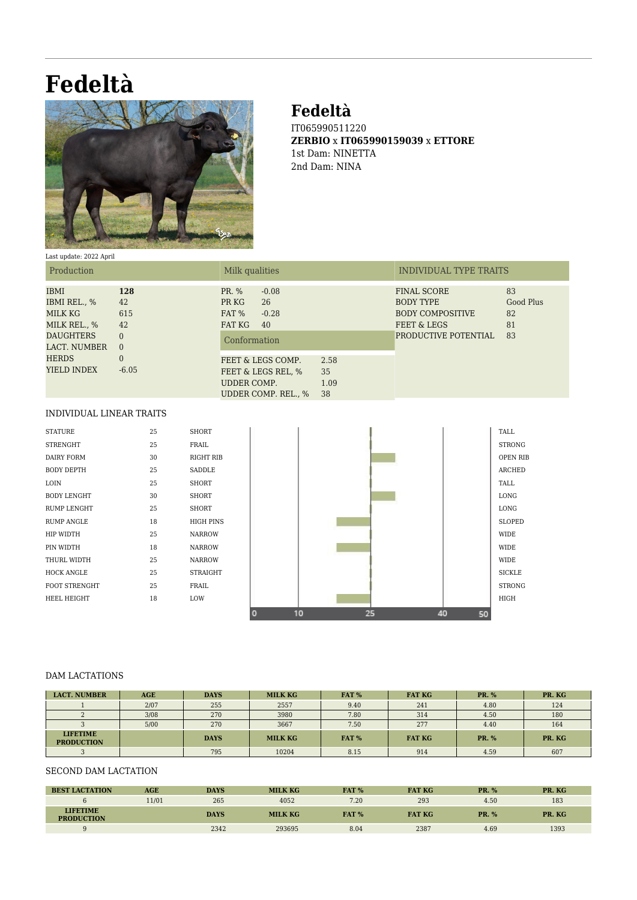# Fedeltà

## Fedeltà

IT065990511220
**ZERBIO** x **IT065990159039** x **ETTORE**
1st Dam: NINETTA
2nd Dam: NINA

Last update: 2022 April

| Production | |
|---|---|
| IBMI | **128** |
| IBMI REL., % | 42 |
| MILK KG | 615 |
| MILK REL., % | 42 |
| DAUGHTERS | 0 |
| LACT. NUMBER | 0 |
| HERDS | 0 |
| YIELD INDEX | -6.05 |

| Milk qualities | |
|---|---|
| PR. % | -0.08 |
| PR KG | 26 |
| FAT % | -0.28 |
| FAT KG | 40 |

| Conformation | |
|---|---|
| FEET & LEGS COMP. | 2.58 |
| FEET & LEGS REL, % | 35 |
| UDDER COMP. | 1.09 |
| UDDER COMP. REL., % | 38 |

| INDIVIDUAL TYPE TRAITS | |
|---|---|
| FINAL SCORE | 83 |
| BODY TYPE | Good Plus |
| BODY COMPOSITIVE | 82 |
| FEET & LEGS | 81 |
| PRODUCTIVE POTENTIAL | 83 |

### INDIVIDUAL LINEAR TRAITS

| Trait | Score | Low | High |
|---|---|---|---|
| STATURE | 25 | SHORT | TALL |
| STRENGHT | 25 | FRAIL | STRONG |
| DAIRY FORM | 30 | RIGHT RIB | OPEN RIB |
| BODY DEPTH | 25 | SADDLE | ARCHED |
| LOIN | 25 | SHORT | TALL |
| BODY LENGHT | 30 | SHORT | LONG |
| RUMP LENGHT | 25 | SHORT | LONG |
| RUMP ANGLE | 18 | HIGH PINS | SLOPED |
| HIP WIDTH | 25 | NARROW | WIDE |
| PIN WIDTH | 18 | NARROW | WIDE |
| THURL WIDTH | 25 | NARROW | WIDE |
| HOCK ANGLE | 25 | STRAIGHT | SICKLE |
| FOOT STRENGHT | 25 | FRAIL | STRONG |
| HEEL HEIGHT | 18 | LOW | HIGH |

Scale: 0 – 10 – 25 – 40 – 50

### DAM LACTATIONS

| LACT. NUMBER | AGE | DAYS | MILK KG | FAT % | FAT KG | PR. % | PR. KG |
|---|---|---|---|---|---|---|---|
| 1 | 2/07 | 255 | 2557 | 9.40 | 241 | 4.80 | 124 |
| 2 | 3/08 | 270 | 3980 | 7.80 | 314 | 4.50 | 180 |
| 3 | 5/00 | 270 | 3667 | 7.50 | 277 | 4.40 | 164 |
| **LIFETIME PRODUCTION** | | **DAYS** | **MILK KG** | **FAT %** | **FAT KG** | **PR. %** | **PR. KG** |
| 3 | | 795 | 10204 | 8.15 | 914 | 4.59 | 607 |

### SECOND DAM LACTATION

| BEST LACTATION | AGE | DAYS | MILK KG | FAT % | FAT KG | PR. % | PR. KG |
|---|---|---|---|---|---|---|---|
| 6 | 11/01 | 265 | 4052 | 7.20 | 293 | 4.50 | 183 |
| **LIFETIME PRODUCTION** | | **DAYS** | **MILK KG** | **FAT %** | **FAT KG** | **PR. %** | **PR. KG** |
| 9 | | 2342 | 293695 | 8.04 | 2387 | 4.69 | 1393 |